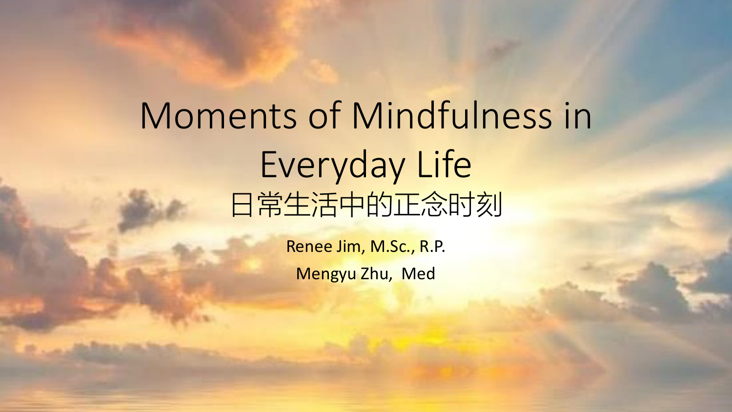# Moments of Mindfulness in Everyday Life

# 日常生活中的正念时刻

Renee Jim, M.Sc., R.P.

Mengyu Zhu, Med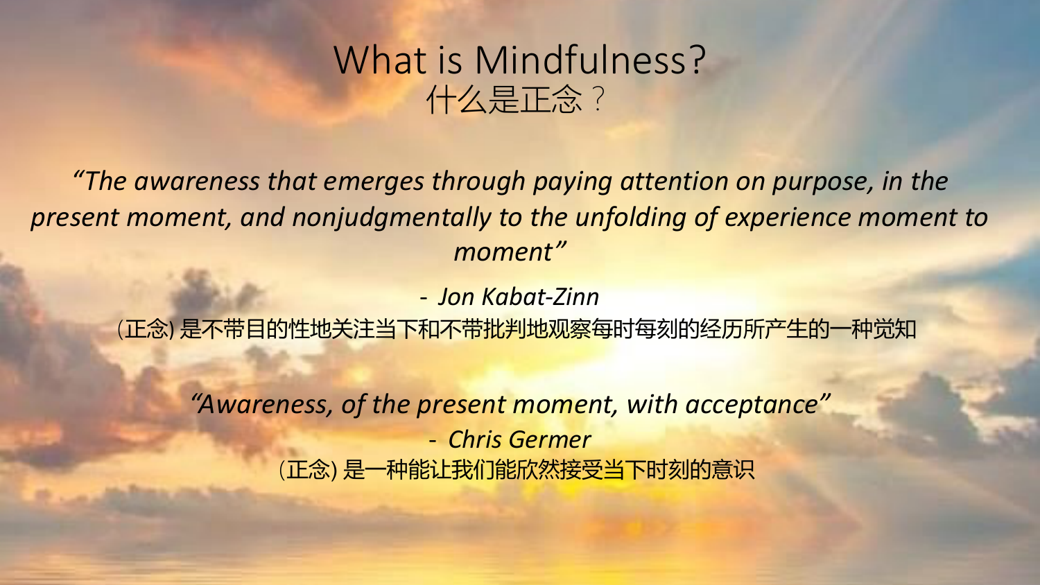# What is Mindfulness?
# 什么是正念？

*"The awareness that emerges through paying attention on purpose, in the present moment, and nonjudgmentally to the unfolding of experience moment to moment"*

*- Jon Kabat-Zinn*

(正念) 是不带目的性地关注当下和不带批判地观察每时每刻的经历所产生的一种觉知

*"Awareness, of the present moment, with acceptance"*

*- Chris Germer*

(正念) 是一种能让我们能欣然接受当下时刻的意识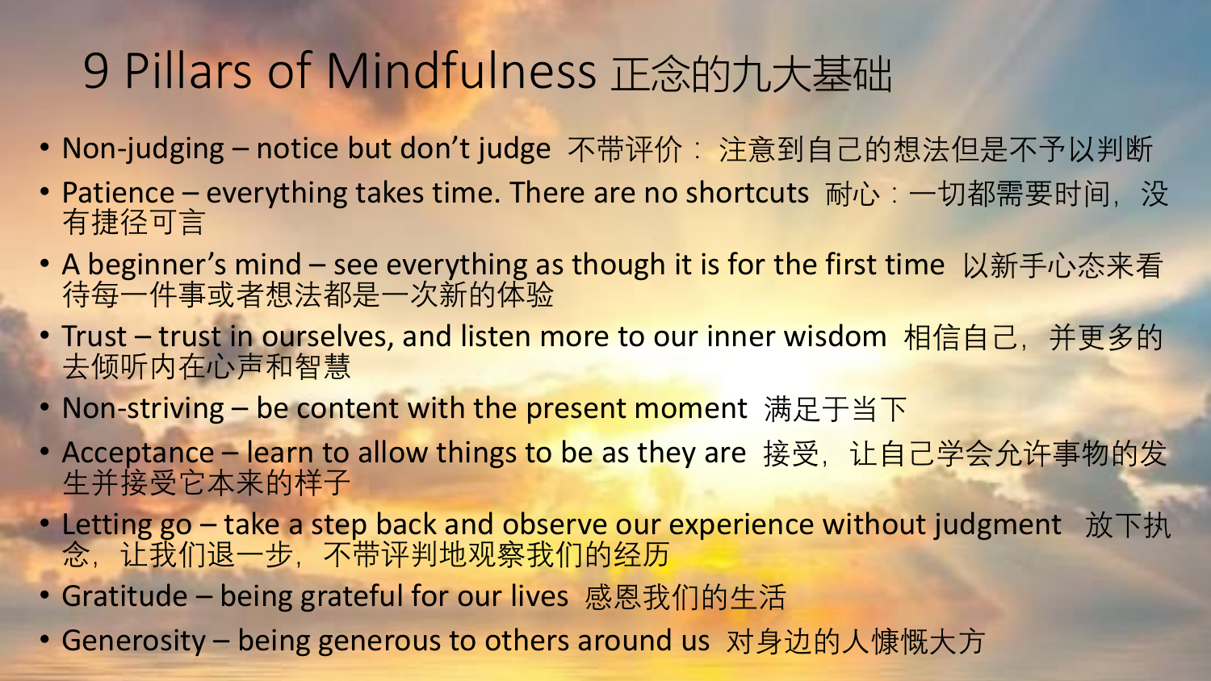# 9 Pillars of Mindfulness 正念的九大基础

- Non-judging – notice but don't judge 不带评价：注意到自己的想法但是不予以判断
- Patience – everything takes time. There are no shortcuts 耐心：一切都需要时间，没有捷径可言
- A beginner's mind – see everything as though it is for the first time 以新手心态来看待每一件事或者想法都是一次新的体验
- Trust – trust in ourselves, and listen more to our inner wisdom 相信自己，并更多的去倾听内在心声和智慧
- Non-striving – be content with the present moment 满足于当下
- Acceptance – learn to allow things to be as they are 接受，让自己学会允许事物的发生并接受它本来的样子
- Letting go – take a step back and observe our experience without judgment 放下执念，让我们退一步，不带评判地观察我们的经历
- Gratitude – being grateful for our lives 感恩我们的生活
- Generosity – being generous to others around us 对身边的人慷慨大方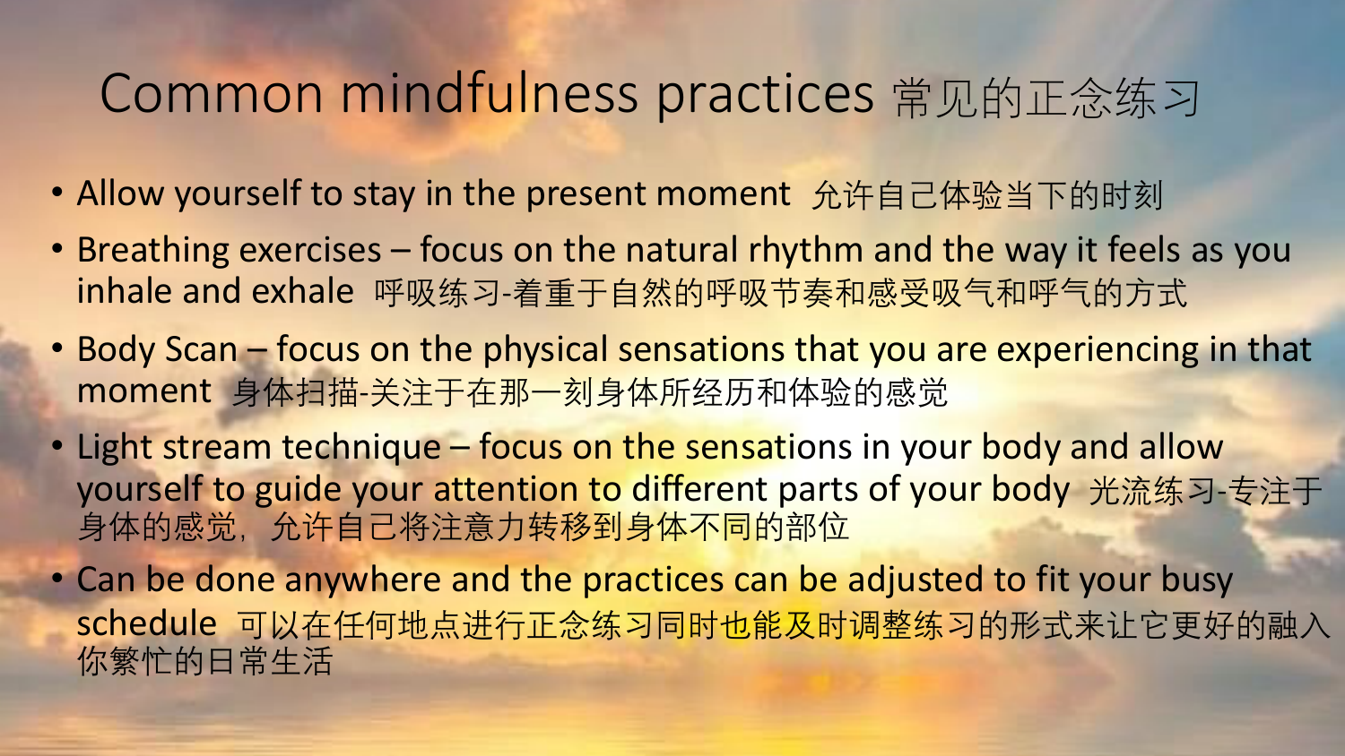# Common mindfulness practices 常见的正念练习

- Allow yourself to stay in the present moment 允许自己体验当下的时刻
- Breathing exercises – focus on the natural rhythm and the way it feels as you inhale and exhale 呼吸练习-着重于自然的呼吸节奏和感受吸气和呼气的方式
- Body Scan – focus on the physical sensations that you are experiencing in that moment 身体扫描-关注于在那一刻身体所经历和体验的感觉
- Light stream technique – focus on the sensations in your body and allow yourself to guide your attention to different parts of your body 光流练习-专注于身体的感觉，允许自己将注意力转移到身体不同的部位
- Can be done anywhere and the practices can be adjusted to fit your busy schedule 可以在任何地点进行正念练习同时也能及时调整练习的形式来让它更好的融入你繁忙的日常生活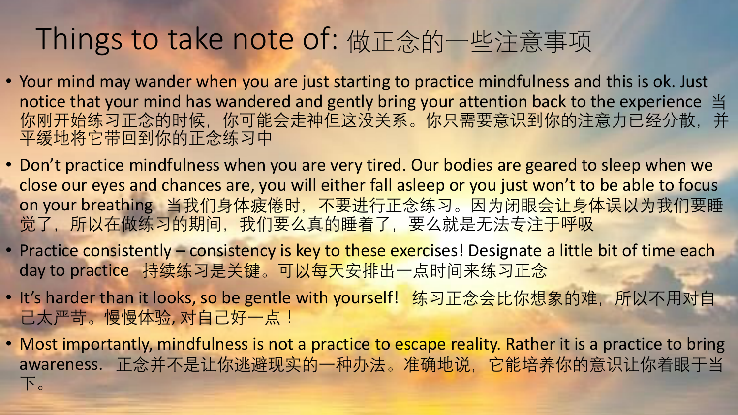# Things to take note of: 做正念的一些注意事项

- Your mind may wander when you are just starting to practice mindfulness and this is ok. Just notice that your mind has wandered and gently bring your attention back to the experience 当你刚开始练习正念的时候，你可能会走神但这没关系。你只需要意识到你的注意力已经分散，并平缓地将它带回到你的正念练习中
- Don't practice mindfulness when you are very tired. Our bodies are geared to sleep when we close our eyes and chances are, you will either fall asleep or you just won't to be able to focus on your breathing 当我们身体疲倦时，不要进行正念练习。因为闭眼会让身体误以为我们要睡觉了，所以在做练习的期间，我们要么真的睡着了，要么就是无法专注于呼吸
- Practice consistently – consistency is key to these exercises! Designate a little bit of time each day to practice 持续练习是关键。可以每天安排出一点时间来练习正念
- It's harder than it looks, so be gentle with yourself! 练习正念会比你想象的难，所以不用对自己太严苛。慢慢体验, 对自己好一点！
- Most importantly, mindfulness is not a practice to escape reality. Rather it is a practice to bring awareness. 正念并不是让你逃避现实的一种办法。准确地说，它能培养你的意识让你着眼于当下。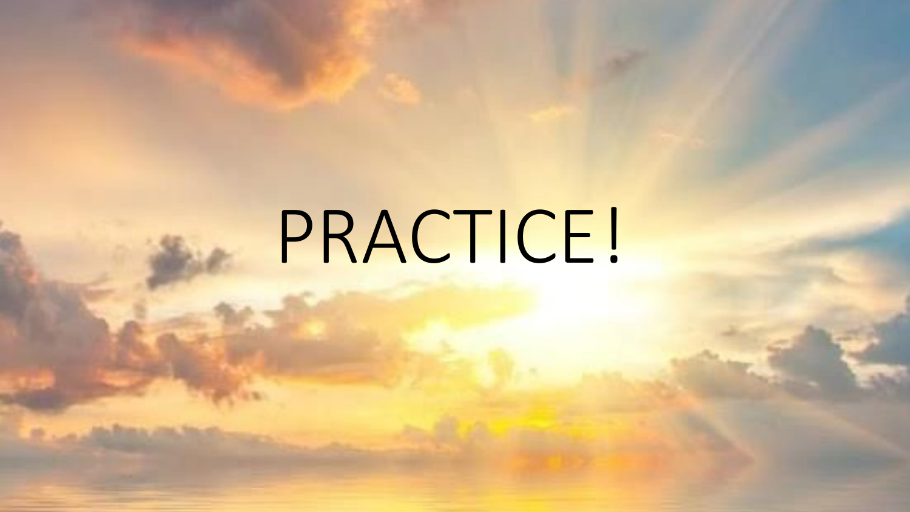# PRACTICE!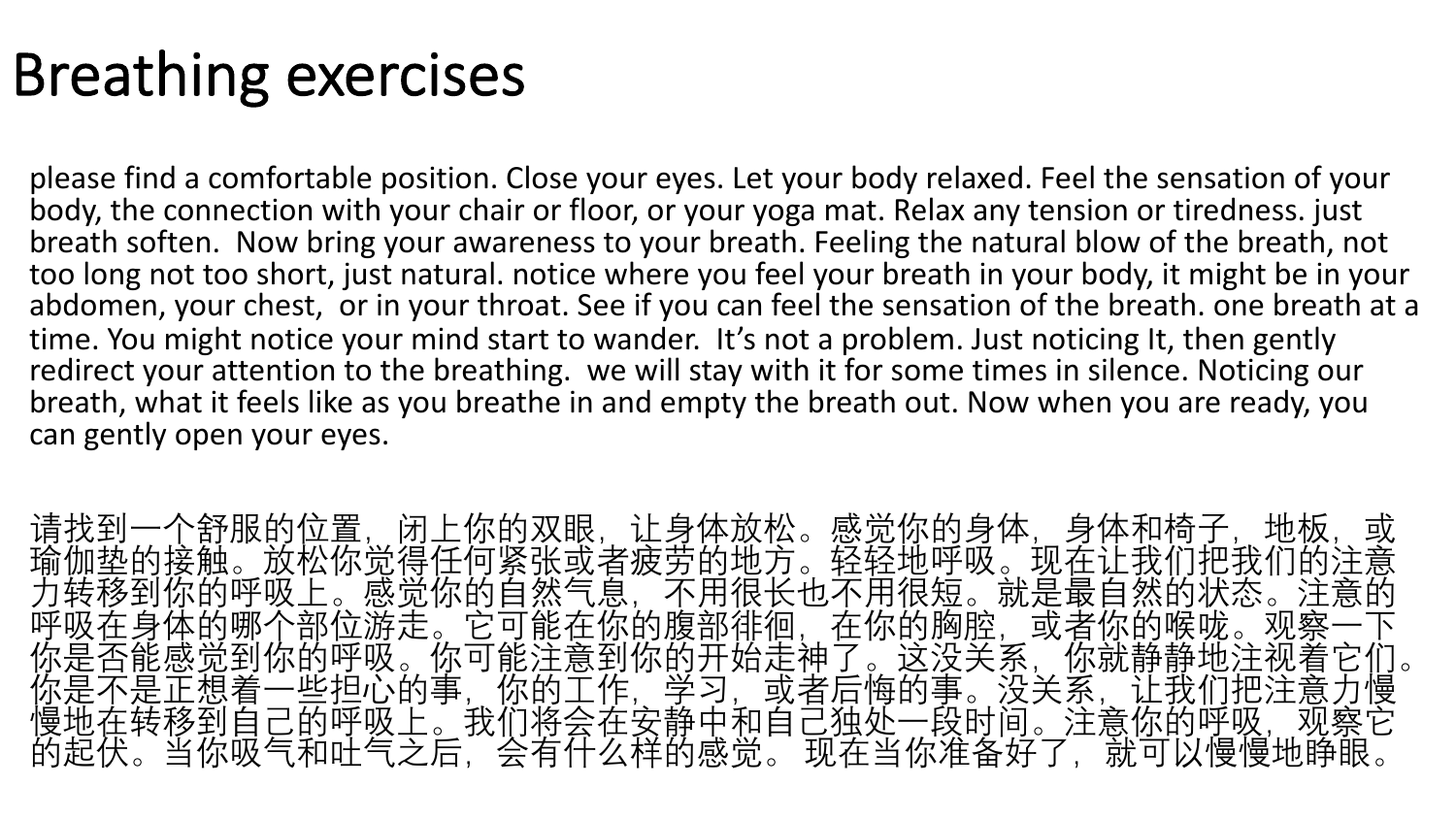# Breathing exercises

please find a comfortable position. Close your eyes. Let your body relaxed. Feel the sensation of your body, the connection with your chair or floor, or your yoga mat. Relax any tension or tiredness. just breath soften.  Now bring your awareness to your breath. Feeling the natural blow of the breath, not too long not too short, just natural. notice where you feel your breath in your body, it might be in your abdomen, your chest,  or in your throat. See if you can feel the sensation of the breath. one breath at a time. You might notice your mind start to wander.  It's not a problem. Just noticing It, then gently redirect your attention to the breathing.  we will stay with it for some times in silence. Noticing our breath, what it feels like as you breathe in and empty the breath out. Now when you are ready, you can gently open your eyes.

请找到一个舒服的位置，闭上你的双眼，让身体放松。感觉你的身体，身体和椅子，地板，或瑜伽垫的接触。放松你觉得任何紧张或者疲劳的地方。轻轻地呼吸。现在让我们把我们的注意力转移到你的呼吸上。感觉你的自然气息，不用很长也不用很短。就是最自然的状态。注意的呼吸在身体的哪个部位游走。它可能在你的腹部徘徊，在你的胸腔，或者你的喉咙。观察一下你是否能感觉到你的呼吸。你可能注意到你的开始走神了。这没关系，你就静静地注视着它们。你是不是正想着一些担心的事，你的工作，学习，或者后悔的事。没关系，让我们把注意力慢慢地在转移到自己的呼吸上。我们将会在安静中和自己独处一段时间。注意你的呼吸，观察它的起伏。当你吸气和吐气之后，会有什么样的感觉。 现在当你准备好了，就可以慢慢地睁眼。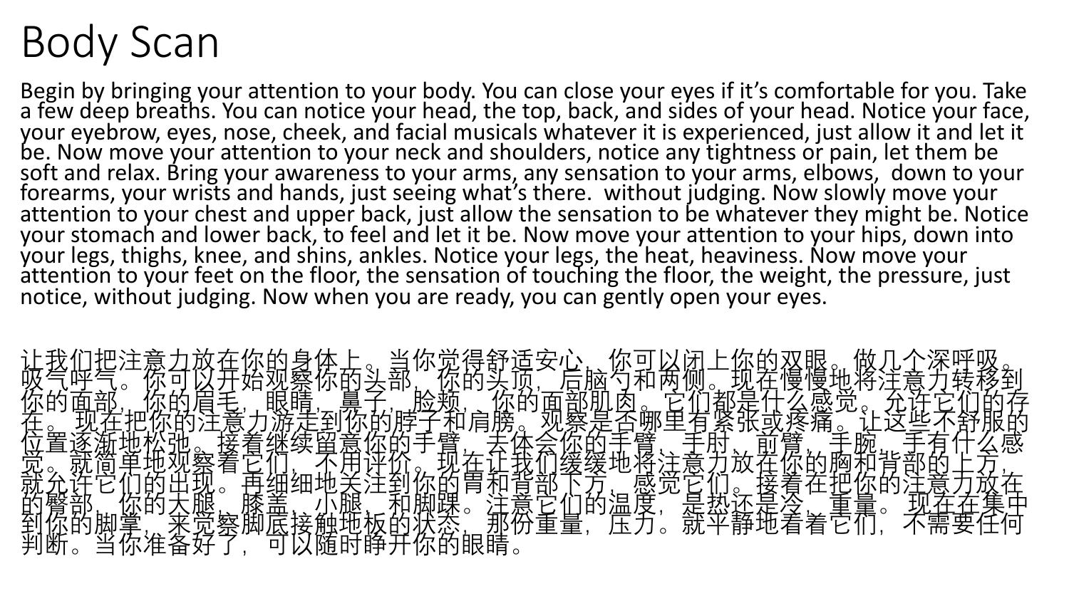# Body Scan

Begin by bringing your attention to your body. You can close your eyes if it's comfortable for you. Take a few deep breaths. You can notice your head, the top, back, and sides of your head. Notice your face, your eyebrow, eyes, nose, cheek, and facial musicals whatever it is experienced, just allow it and let it be. Now move your attention to your neck and shoulders, notice any tightness or pain, let them be soft and relax. Bring your awareness to your arms, any sensation to your arms, elbows, down to your forearms, your wrists and hands, just seeing what's there. without judging. Now slowly move your attention to your chest and upper back, just allow the sensation to be whatever they might be. Notice your stomach and lower back, to feel and let it be. Now move your attention to your hips, down into your legs, thighs, knee, and shins, ankles. Notice your legs, the heat, heaviness. Now move your attention to your feet on the floor, the sensation of touching the floor, the weight, the pressure, just notice, without judging. Now when you are ready, you can gently open your eyes.

让我们把注意力放在你的身体上。当你觉得舒适安心，你可以闭上你的双眼。做几个深呼吸。吸气呼气。你可以开始观察你的头部，你的头顶，后脑勺和两侧。现在慢慢地将注意力转移到你的面部，你的眉毛，眼睛，鼻子，脸颊，你的面部肌肉。它们都是什么感觉。允许它们的存在。现在把你的注意力游走到你的脖子和肩膀。观察是否哪里有紧张或疼痛。让这些不舒服的位置逐渐地松弛。接着继续留意你的手臂，去体会你的手臂，手肘，前臂，手腕，手有什么感觉。就简单地观察着它们，不用评价。现在让我们缓缓地将注意力放在你的胸和背部的上方，就允许它们的出现。再细细地关注到你的胃和背部下方，感觉它们。接着在把你的注意力放在的臀部，你的大腿，膝盖，小腿，和脚踝。注意它们的温度，是热还是冷，重量。现在在集中到你的脚掌，来觉察脚底接触地板的状态，那份重量，压力。就平静地看着它们，不需要任何判断。当你准备好了，可以随时睁开你的眼睛。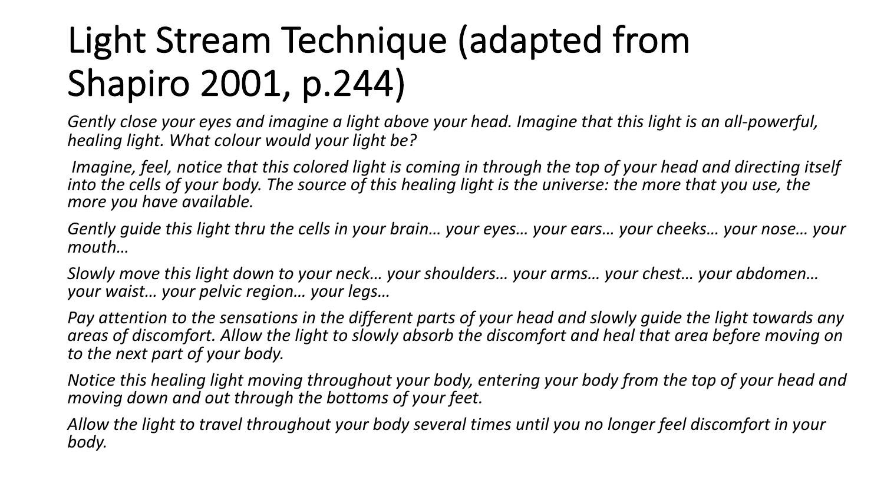# Light Stream Technique (adapted from Shapiro 2001, p.244)

*Gently close your eyes and imagine a light above your head. Imagine that this light is an all-powerful, healing light. What colour would your light be?*

*Imagine, feel, notice that this colored light is coming in through the top of your head and directing itself into the cells of your body. The source of this healing light is the universe: the more that you use, the more you have available.*

*Gently guide this light thru the cells in your brain… your eyes… your ears… your cheeks… your nose… your mouth…*

*Slowly move this light down to your neck… your shoulders… your arms… your chest… your abdomen… your waist… your pelvic region… your legs…*

*Pay attention to the sensations in the different parts of your head and slowly guide the light towards any areas of discomfort. Allow the light to slowly absorb the discomfort and heal that area before moving on to the next part of your body.*

*Notice this healing light moving throughout your body, entering your body from the top of your head and moving down and out through the bottoms of your feet.*

*Allow the light to travel throughout your body several times until you no longer feel discomfort in your body.*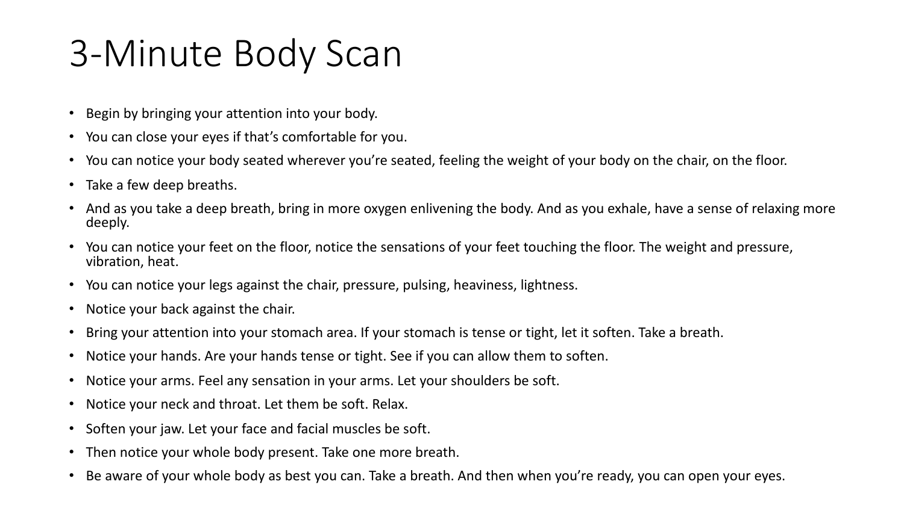# 3-Minute Body Scan

- Begin by bringing your attention into your body.
- You can close your eyes if that's comfortable for you.
- You can notice your body seated wherever you're seated, feeling the weight of your body on the chair, on the floor.
- Take a few deep breaths.
- And as you take a deep breath, bring in more oxygen enlivening the body. And as you exhale, have a sense of relaxing more deeply.
- You can notice your feet on the floor, notice the sensations of your feet touching the floor. The weight and pressure, vibration, heat.
- You can notice your legs against the chair, pressure, pulsing, heaviness, lightness.
- Notice your back against the chair.
- Bring your attention into your stomach area. If your stomach is tense or tight, let it soften. Take a breath.
- Notice your hands. Are your hands tense or tight. See if you can allow them to soften.
- Notice your arms. Feel any sensation in your arms. Let your shoulders be soft.
- Notice your neck and throat. Let them be soft. Relax.
- Soften your jaw. Let your face and facial muscles be soft.
- Then notice your whole body present. Take one more breath.
- Be aware of your whole body as best you can. Take a breath. And then when you're ready, you can open your eyes.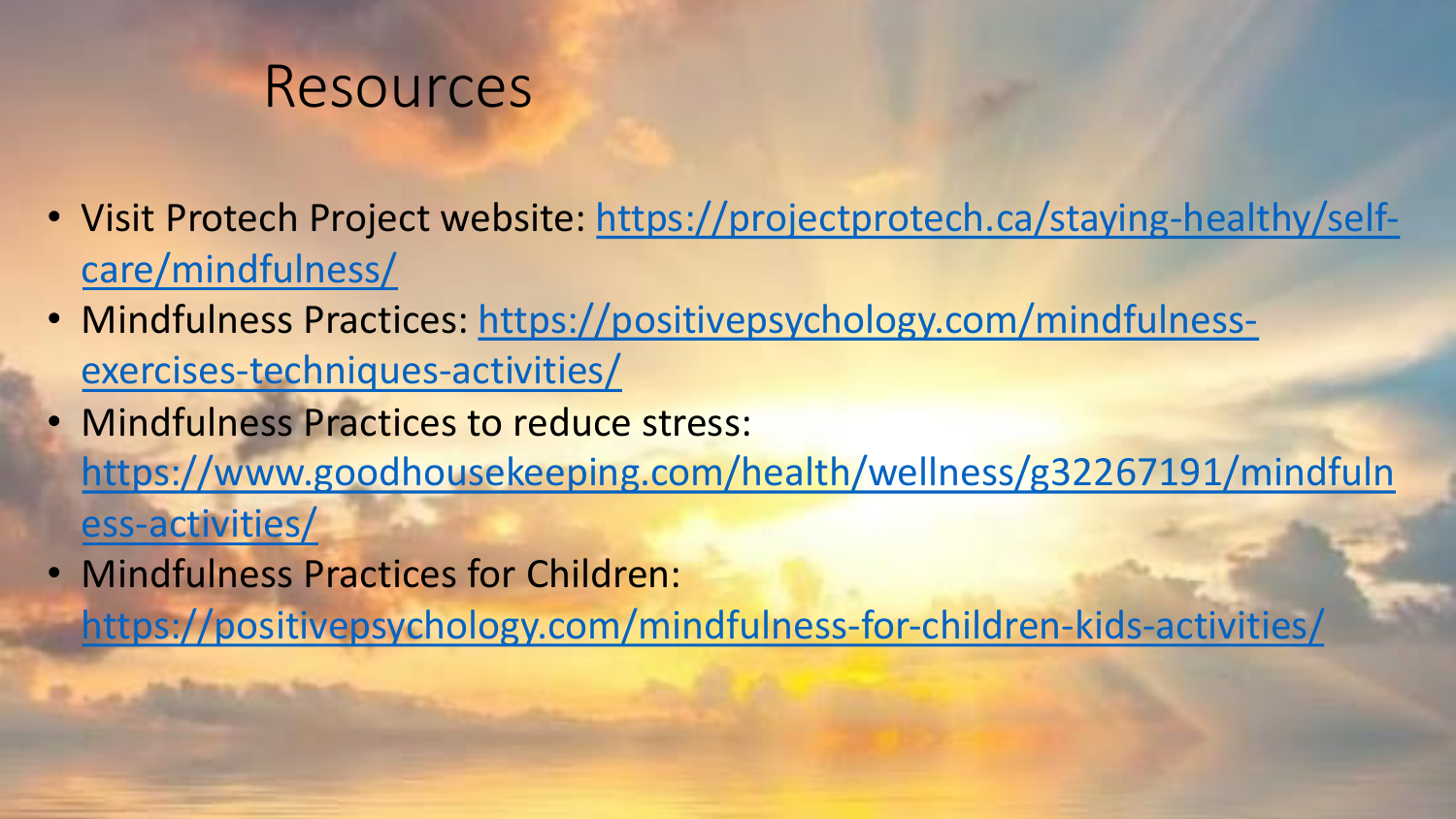# Resources

- Visit Protech Project website: https://projectprotech.ca/staying-healthy/self-care/mindfulness/
- Mindfulness Practices: https://positivepsychology.com/mindfulness-exercises-techniques-activities/
- Mindfulness Practices to reduce stress: https://www.goodhousekeeping.com/health/wellness/g32267191/mindfulness-activities/
- Mindfulness Practices for Children: https://positivepsychology.com/mindfulness-for-children-kids-activities/